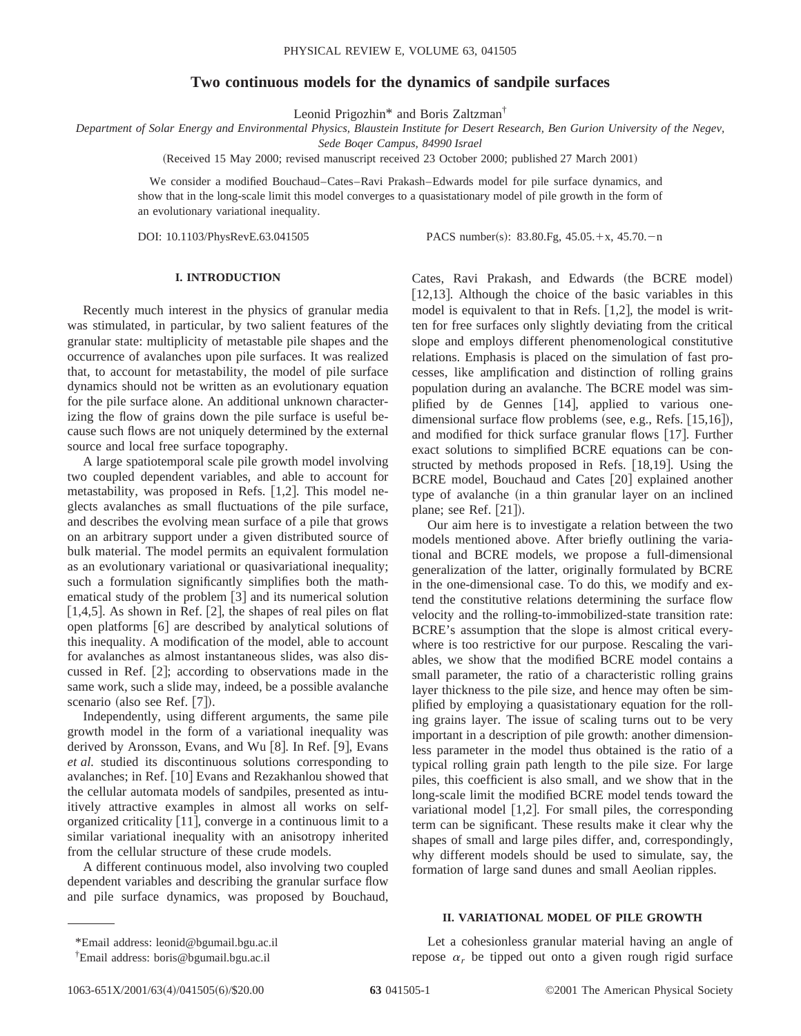# Two continuous models for the dynamics of sandpile surfaces

Leonid Prigozhin* and Boris Zaltzman†

*Department of Solar Energy and Environmental Physics, Blaustein Institute for Desert Research, Ben Gurion University of the Negev, Sede Boqer Campus, 84990 Israel*

(Received 15 May 2000; revised manuscript received 23 October 2000; published 27 March 2001)

We consider a modified Bouchaud–Cates–Ravi Prakash–Edwards model for pile surface dynamics, and show that in the long-scale limit this model converges to a quasistationary model of pile growth in the form of an evolutionary variational inequality.

DOI: 10.1103/PhysRevE.63.041505 PACS number(s): 83.80.Fg, 45.05.+x, 45.70.−n

## I. INTRODUCTION

Recently much interest in the physics of granular media was stimulated, in particular, by two salient features of the granular state: multiplicity of metastable pile shapes and the occurrence of avalanches upon pile surfaces. It was realized that, to account for metastability, the model of pile surface dynamics should not be written as an evolutionary equation for the pile surface alone. An additional unknown characterizing the flow of grains down the pile surface is useful because such flows are not uniquely determined by the external source and local free surface topography.

A large spatiotemporal scale pile growth model involving two coupled dependent variables, and able to account for metastability, was proposed in Refs. [1,2]. This model neglects avalanches as small fluctuations of the pile surface, and describes the evolving mean surface of a pile that grows on an arbitrary support under a given distributed source of bulk material. The model permits an equivalent formulation as an evolutionary variational or quasivariational inequality; such a formulation significantly simplifies both the mathematical study of the problem [3] and its numerical solution [1,4,5]. As shown in Ref. [2], the shapes of real piles on flat open platforms [6] are described by analytical solutions of this inequality. A modification of the model, able to account for avalanches as almost instantaneous slides, was also discussed in Ref. [2]; according to observations made in the same work, such a slide may, indeed, be a possible avalanche scenario (also see Ref. [7]).

Independently, using different arguments, the same pile growth model in the form of a variational inequality was derived by Aronsson, Evans, and Wu [8]. In Ref. [9], Evans *et al.* studied its discontinuous solutions corresponding to avalanches; in Ref. [10] Evans and Rezakhanlou showed that the cellular automata models of sandpiles, presented as intuitively attractive examples in almost all works on self-organized criticality [11], converge in a continuous limit to a similar variational inequality with an anisotropy inherited from the cellular structure of these crude models.

A different continuous model, also involving two coupled dependent variables and describing the granular surface flow and pile surface dynamics, was proposed by Bouchaud, Cates, Ravi Prakash, and Edwards (the BCRE model) [12,13]. Although the choice of the basic variables in this model is equivalent to that in Refs. [1,2], the model is written for free surfaces only slightly deviating from the critical slope and employs different phenomenological constitutive relations. Emphasis is placed on the simulation of fast processes, like amplification and distinction of rolling grains population during an avalanche. The BCRE model was simplified by de Gennes [14], applied to various one-dimensional surface flow problems (see, e.g., Refs. [15,16]), and modified for thick surface granular flows [17]. Further exact solutions to simplified BCRE equations can be constructed by methods proposed in Refs. [18,19]. Using the BCRE model, Bouchaud and Cates [20] explained another type of avalanche (in a thin granular layer on an inclined plane; see Ref. [21]).

Our aim here is to investigate a relation between the two models mentioned above. After briefly outlining the variational and BCRE models, we propose a full-dimensional generalization of the latter, originally formulated by BCRE in the one-dimensional case. To do this, we modify and extend the constitutive relations determining the surface flow velocity and the rolling-to-immobilized-state transition rate: BCRE's assumption that the slope is almost critical everywhere is too restrictive for our purpose. Rescaling the variables, we show that the modified BCRE model contains a small parameter, the ratio of a characteristic rolling grains layer thickness to the pile size, and hence may often be simplified by employing a quasistationary equation for the rolling grains layer. The issue of scaling turns out to be very important in a description of pile growth: another dimensionless parameter in the model thus obtained is the ratio of a typical rolling grain path length to the pile size. For large piles, this coefficient is also small, and we show that in the long-scale limit the modified BCRE model tends toward the variational model [1,2]. For small piles, the corresponding term can be significant. These results make it clear why the shapes of small and large piles differ, and, correspondingly, why different models should be used to simulate, say, the formation of large sand dunes and small Aeolian ripples.

## II. VARIATIONAL MODEL OF PILE GROWTH

Let a cohesionless granular material having an angle of repose $\alpha_r$ be tipped out onto a given rough rigid surface

*Email address: leonid@bgumail.bgu.ac.il

†Email address: boris@bgumail.bgu.ac.il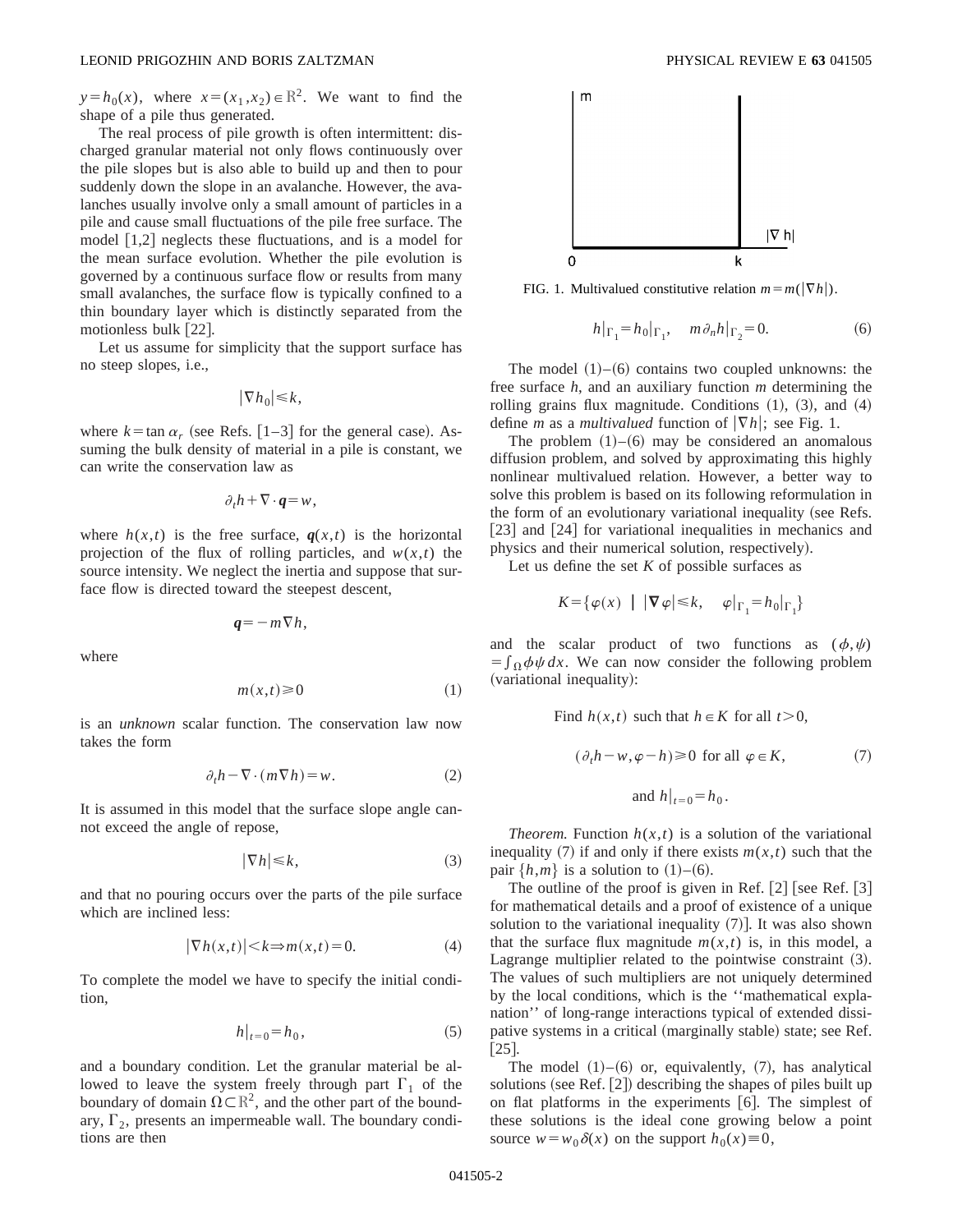$y = h_0(x)$, where $x = (x_1, x_2) \in \mathbb{R}^2$. We want to find the shape of a pile thus generated.

The real process of pile growth is often intermittent: discharged granular material not only flows continuously over the pile slopes but is also able to build up and then to pour suddenly down the slope in an avalanche. However, the avalanches usually involve only a small amount of particles in a pile and cause small fluctuations of the pile free surface. The model [1,2] neglects these fluctuations, and is a model for the mean surface evolution. Whether the pile evolution is governed by a continuous surface flow or results from many small avalanches, the surface flow is typically confined to a thin boundary layer which is distinctly separated from the motionless bulk [22].

Let us assume for simplicity that the support surface has no steep slopes, i.e.,

$$|\nabla h_0| \leq k,$$

where $k = \tan \alpha_r$ (see Refs. [1–3] for the general case). Assuming the bulk density of material in a pile is constant, we can write the conservation law as

$$\partial_t h + \nabla \cdot \boldsymbol{q} = w,$$

where $h(x,t)$ is the free surface, $\boldsymbol{q}(x,t)$ is the horizontal projection of the flux of rolling particles, and $w(x,t)$ the source intensity. We neglect the inertia and suppose that surface flow is directed toward the steepest descent,

$$\boldsymbol{q} = -m \nabla h,$$

where

$$m(x,t) \geq 0 \tag{1}$$

is an *unknown* scalar function. The conservation law now takes the form

$$\partial_t h - \nabla \cdot (m \nabla h) = w. \tag{2}$$

It is assumed in this model that the surface slope angle cannot exceed the angle of repose,

$$|\nabla h| \leq k, \tag{3}$$

and that no pouring occurs over the parts of the pile surface which are inclined less:

$$|\nabla h(x,t)| < k \Rightarrow m(x,t) = 0. \tag{4}$$

To complete the model we have to specify the initial condition,

$$h|_{t=0} = h_0, \tag{5}$$

and a boundary condition. Let the granular material be allowed to leave the system freely through part $\Gamma_1$ of the boundary of domain $\Omega \subset \mathbb{R}^2$, and the other part of the boundary, $\Gamma_2$, presents an impermeable wall. The boundary conditions are then

FIG. 1. Multivalued constitutive relation $m = m(|\nabla h|)$.

$$h|_{\Gamma_1} = h_0|_{\Gamma_1}, \quad m \partial_n h|_{\Gamma_2} = 0. \tag{6}$$

The model (1)–(6) contains two coupled unknowns: the free surface $h$, and an auxiliary function $m$ determining the rolling grains flux magnitude. Conditions (1), (3), and (4) define $m$ as a *multivalued* function of $|\nabla h|$; see Fig. 1.

The problem (1)–(6) may be considered an anomalous diffusion problem, and solved by approximating this highly nonlinear multivalued relation. However, a better way to solve this problem is based on its following reformulation in the form of an evolutionary variational inequality (see Refs. [23] and [24] for variational inequalities in mechanics and physics and their numerical solution, respectively).

Let us define the set $K$ of possible surfaces as

$$K = \{\varphi(x) \mid |\nabla \varphi| \leq k, \quad \varphi|_{\Gamma_1} = h_0|_{\Gamma_1}\}$$

and the scalar product of two functions as $(\phi, \psi) = \int_\Omega \phi \psi \, dx$. We can now consider the following problem (variational inequality):

$$\text{Find } h(x,t) \text{ such that } h \in K \text{ for all } t > 0,$$

$$(\partial_t h - w, \varphi - h) \geq 0 \text{ for all } \varphi \in K, \tag{7}$$

$$\text{and } h|_{t=0} = h_0.$$

*Theorem.* Function $h(x,t)$ is a solution of the variational inequality (7) if and only if there exists $m(x,t)$ such that the pair $\{h, m\}$ is a solution to (1)–(6).

The outline of the proof is given in Ref. [2] [see Ref. [3] for mathematical details and a proof of existence of a unique solution to the variational inequality (7)]. It was also shown that the surface flux magnitude $m(x,t)$ is, in this model, a Lagrange multiplier related to the pointwise constraint (3). The values of such multipliers are not uniquely determined by the local conditions, which is the "mathematical explanation" of long-range interactions typical of extended dissipative systems in a critical (marginally stable) state; see Ref. [25].

The model (1)–(6) or, equivalently, (7), has analytical solutions (see Ref. [2]) describing the shapes of piles built up on flat platforms in the experiments [6]. The simplest of these solutions is the ideal cone growing below a point source $w = w_0 \delta(x)$ on the support $h_0(x) \equiv 0$,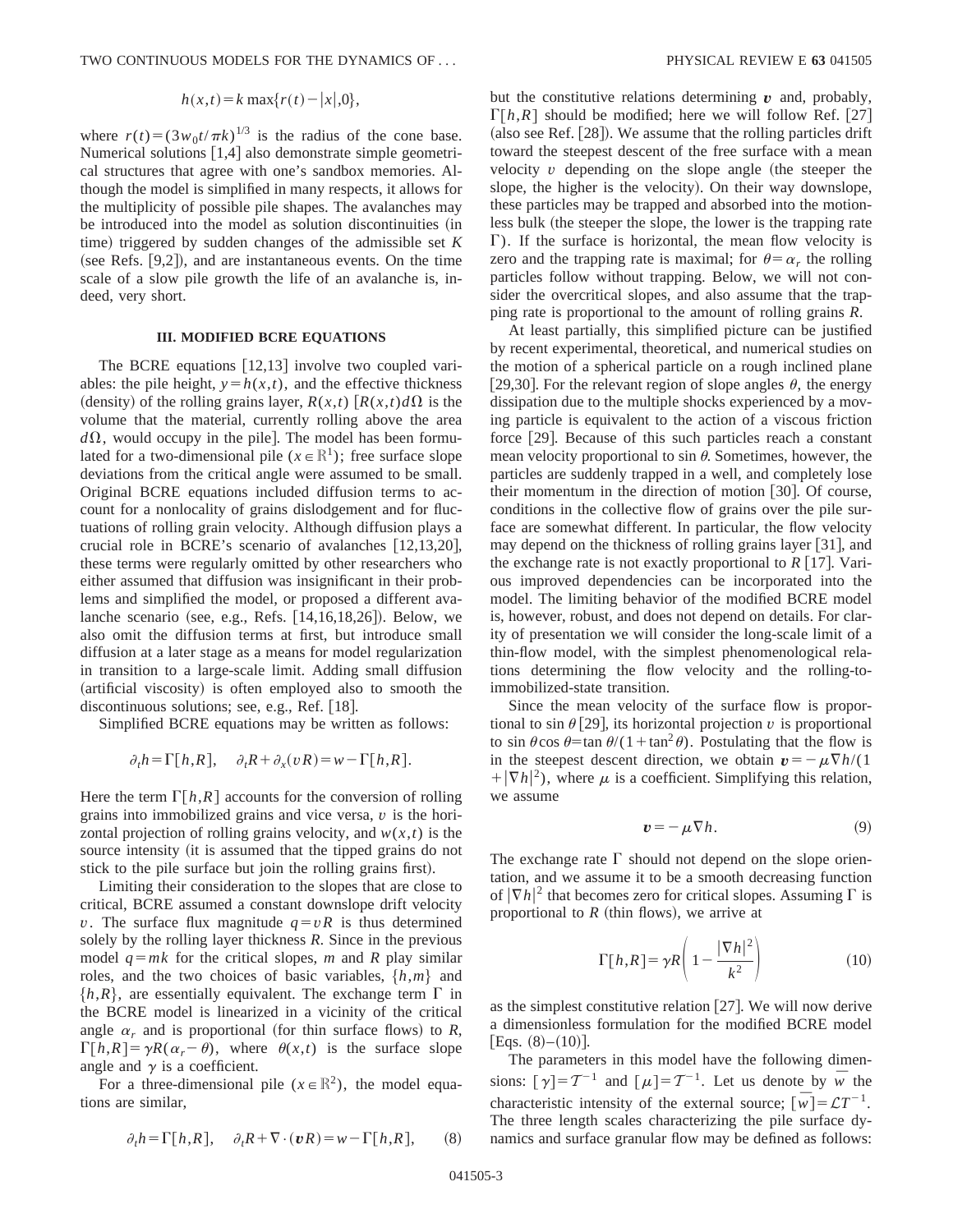$$h(x,t) = k \max\{r(t) - |x|, 0\},$$

where $r(t) = (3w_0 t/\pi k)^{1/3}$ is the radius of the cone base. Numerical solutions [1,4] also demonstrate simple geometrical structures that agree with one's sandbox memories. Although the model is simplified in many respects, it allows for the multiplicity of possible pile shapes. The avalanches may be introduced into the model as solution discontinuities (in time) triggered by sudden changes of the admissible set $K$ (see Refs. [9,2]), and are instantaneous events. On the time scale of a slow pile growth the life of an avalanche is, indeed, very short.

### III. MODIFIED BCRE EQUATIONS

The BCRE equations [12,13] involve two coupled variables: the pile height, $y = h(x,t)$, and the effective thickness (density) of the rolling grains layer, $R(x,t)$ [$R(x,t)d\Omega$ is the volume that the material, currently rolling above the area $d\Omega$, would occupy in the pile]. The model has been formulated for a two-dimensional pile ($x \in \mathbb{R}^1$); free surface slope deviations from the critical angle were assumed to be small. Original BCRE equations included diffusion terms to account for a nonlocality of grains dislodgement and for fluctuations of rolling grain velocity. Although diffusion plays a crucial role in BCRE's scenario of avalanches [12,13,20], these terms were regularly omitted by other researchers who either assumed that diffusion was insignificant in their problems and simplified the model, or proposed a different avalanche scenario (see, e.g., Refs. [14,16,18,26]). Below, we also omit the diffusion terms at first, but introduce small diffusion at a later stage as a means for model regularization in transition to a large-scale limit. Adding small diffusion (artificial viscosity) is often employed also to smooth the discontinuous solutions; see, e.g., Ref. [18].

Simplified BCRE equations may be written as follows:

$$\partial_t h = \Gamma[h,R], \quad \partial_t R + \partial_x(vR) = w - \Gamma[h,R].$$

Here the term $\Gamma[h,R]$ accounts for the conversion of rolling grains into immobilized grains and vice versa, $v$ is the horizontal projection of rolling grains velocity, and $w(x,t)$ is the source intensity (it is assumed that the tipped grains do not stick to the pile surface but join the rolling grains first).

Limiting their consideration to the slopes that are close to critical, BCRE assumed a constant downslope drift velocity $v$. The surface flux magnitude $q = vR$ is thus determined solely by the rolling layer thickness $R$. Since in the previous model $q = mk$ for the critical slopes, $m$ and $R$ play similar roles, and the two choices of basic variables, $\{h,m\}$ and $\{h,R\}$, are essentially equivalent. The exchange term $\Gamma$ in the BCRE model is linearized in a vicinity of the critical angle $\alpha_r$ and is proportional (for thin surface flows) to $R$, $\Gamma[h,R] = \gamma R(\alpha_r - \theta)$, where $\theta(x,t)$ is the surface slope angle and $\gamma$ is a coefficient.

For a three-dimensional pile ($x \in \mathbb{R}^2$), the model equations are similar,

$$\partial_t h = \Gamma[h,R], \quad \partial_t R + \nabla \cdot (\boldsymbol{v} R) = w - \Gamma[h,R], \tag{8}$$

but the constitutive relations determining $\boldsymbol{v}$ and, probably, $\Gamma[h,R]$ should be modified; here we will follow Ref. [27] (also see Ref. [28]). We assume that the rolling particles drift toward the steepest descent of the free surface with a mean velocity $v$ depending on the slope angle (the steeper the slope, the higher is the velocity). On their way downslope, these particles may be trapped and absorbed into the motionless bulk (the steeper the slope, the lower is the trapping rate $\Gamma$). If the surface is horizontal, the mean flow velocity is zero and the trapping rate is maximal; for $\theta = \alpha_r$ the rolling particles follow without trapping. Below, we will not consider the overcritical slopes, and also assume that the trapping rate is proportional to the amount of rolling grains $R$.

At least partially, this simplified picture can be justified by recent experimental, theoretical, and numerical studies on the motion of a spherical particle on a rough inclined plane [29,30]. For the relevant region of slope angles $\theta$, the energy dissipation due to the multiple shocks experienced by a moving particle is equivalent to the action of a viscous friction force [29]. Because of this such particles reach a constant mean velocity proportional to $\sin\theta$. Sometimes, however, the particles are suddenly trapped in a well, and completely lose their momentum in the direction of motion [30]. Of course, conditions in the collective flow of grains over the pile surface are somewhat different. In particular, the flow velocity may depend on the thickness of rolling grains layer [31], and the exchange rate is not exactly proportional to $R$ [17]. Various improved dependencies can be incorporated into the model. The limiting behavior of the modified BCRE model is, however, robust, and does not depend on details. For clarity of presentation we will consider the long-scale limit of a thin-flow model, with the simplest phenomenological relations determining the flow velocity and the rolling-to-immobilized-state transition.

Since the mean velocity of the surface flow is proportional to $\sin\theta$ [29], its horizontal projection $v$ is proportional to $\sin\theta\cos\theta = \tan\theta/(1+\tan^2\theta)$. Postulating that the flow is in the steepest descent direction, we obtain $\boldsymbol{v} = -\mu\nabla h/(1+|\nabla h|^2)$, where $\mu$ is a coefficient. Simplifying this relation, we assume

$$\boldsymbol{v} = -\mu\nabla h. \tag{9}$$

The exchange rate $\Gamma$ should not depend on the slope orientation, and we assume it to be a smooth decreasing function of $|\nabla h|^2$ that becomes zero for critical slopes. Assuming $\Gamma$ is proportional to $R$ (thin flows), we arrive at

$$\Gamma[h,R] = \gamma R\left(1 - \frac{|\nabla h|^2}{k^2}\right) \tag{10}$$

as the simplest constitutive relation [27]. We will now derive a dimensionless formulation for the modified BCRE model [Eqs. (8)–(10)].

The parameters in this model have the following dimensions: $[\gamma] = \mathcal{T}^{-1}$ and $[\mu] = \mathcal{T}^{-1}$. Let us denote by $\bar{w}$ the characteristic intensity of the external source; $[\bar{w}] = \mathcal{L}\mathcal{T}^{-1}$. The three length scales characterizing the pile surface dynamics and surface granular flow may be defined as follows: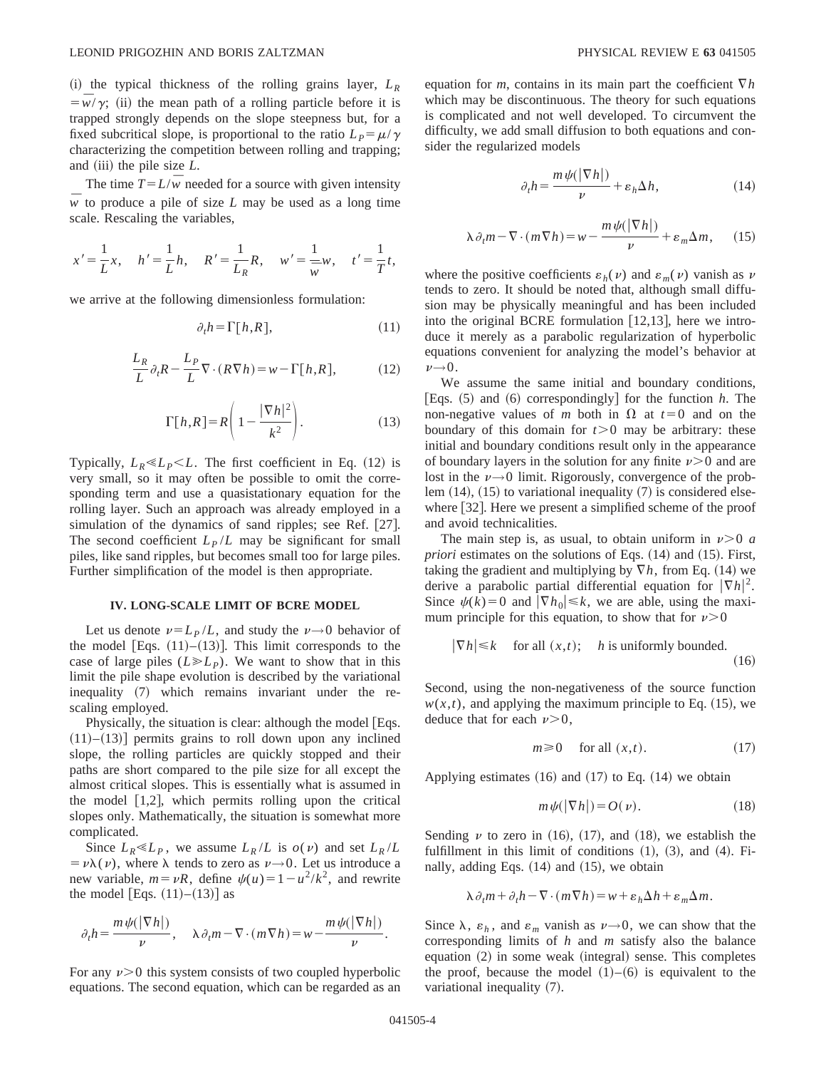(i) the typical thickness of the rolling grains layer, $L_R = \overline{w}/\gamma$; (ii) the mean path of a rolling particle before it is trapped strongly depends on the slope steepness but, for a fixed subcritical slope, is proportional to the ratio $L_P = \mu/\gamma$ characterizing the competition between rolling and trapping; and (iii) the pile size $L$.

The time $T = L/\overline{w}$ needed for a source with given intensity $\overline{w}$ to produce a pile of size $L$ may be used as a long time scale. Rescaling the variables,

$$x' = \frac{1}{L}x, \quad h' = \frac{1}{L}h, \quad R' = \frac{1}{L_R}R, \quad w' = \frac{1}{\overline{w}}w, \quad t' = \frac{1}{T}t,$$

we arrive at the following dimensionless formulation:

$$\partial_t h = \Gamma[h,R], \tag{11}$$

$$\frac{L_R}{L}\partial_t R - \frac{L_P}{L}\nabla\cdot(R\nabla h) = w - \Gamma[h,R], \tag{12}$$

$$\Gamma[h,R] = R\left(1 - \frac{|\nabla h|^2}{k^2}\right). \tag{13}$$

Typically, $L_R \ll L_P < L$. The first coefficient in Eq. (12) is very small, so it may often be possible to omit the corresponding term and use a quasistationary equation for the rolling layer. Such an approach was already employed in a simulation of the dynamics of sand ripples; see Ref. [27]. The second coefficient $L_P/L$ may be significant for small piles, like sand ripples, but becomes small too for large piles. Further simplification of the model is then appropriate.

## IV. LONG-SCALE LIMIT OF BCRE MODEL

Let us denote $\nu = L_P/L$, and study the $\nu \to 0$ behavior of the model [Eqs. (11)–(13)]. This limit corresponds to the case of large piles ($L \gg L_P$). We want to show that in this limit the pile shape evolution is described by the variational inequality (7) which remains invariant under the rescaling employed.

Physically, the situation is clear: although the model [Eqs. (11)–(13)] permits grains to roll down upon any inclined slope, the rolling particles are quickly stopped and their paths are short compared to the pile size for all except the almost critical slopes. This is essentially what is assumed in the model [1,2], which permits rolling upon the critical slopes only. Mathematically, the situation is somewhat more complicated.

Since $L_R \ll L_P$, we assume $L_R/L$ is $o(\nu)$ and set $L_R/L = \nu\lambda(\nu)$, where $\lambda$ tends to zero as $\nu \to 0$. Let us introduce a new variable, $m = \nu R$, define $\psi(u) = 1 - u^2/k^2$, and rewrite the model [Eqs. (11)–(13)] as

$$\partial_t h = \frac{m\psi(|\nabla h|)}{\nu}, \quad \lambda\partial_t m - \nabla\cdot(m\nabla h) = w - \frac{m\psi(|\nabla h|)}{\nu}.$$

For any $\nu > 0$ this system consists of two coupled hyperbolic equations. The second equation, which can be regarded as an equation for $m$, contains in its main part the coefficient $\nabla h$ which may be discontinuous. The theory for such equations is complicated and not well developed. To circumvent the difficulty, we add small diffusion to both equations and consider the regularized models

$$\partial_t h = \frac{m\psi(|\nabla h|)}{\nu} + \varepsilon_h \Delta h, \tag{14}$$

$$\lambda\partial_t m - \nabla\cdot(m\nabla h) = w - \frac{m\psi(|\nabla h|)}{\nu} + \varepsilon_m \Delta m, \tag{15}$$

where the positive coefficients $\varepsilon_h(\nu)$ and $\varepsilon_m(\nu)$ vanish as $\nu$ tends to zero. It should be noted that, although small diffusion may be physically meaningful and has been included into the original BCRE formulation [12,13], here we introduce it merely as a parabolic regularization of hyperbolic equations convenient for analyzing the model's behavior at $\nu \to 0$.

We assume the same initial and boundary conditions, [Eqs. (5) and (6) correspondingly] for the function $h$. The non-negative values of $m$ both in $\Omega$ at $t=0$ and on the boundary of this domain for $t>0$ may be arbitrary: these initial and boundary conditions result only in the appearance of boundary layers in the solution for any finite $\nu > 0$ and are lost in the $\nu \to 0$ limit. Rigorously, convergence of the problem (14), (15) to variational inequality (7) is considered elsewhere [32]. Here we present a simplified scheme of the proof and avoid technicalities.

The main step is, as usual, to obtain uniform in $\nu > 0$ *a priori* estimates on the solutions of Eqs. (14) and (15). First, taking the gradient and multiplying by $\nabla h$, from Eq. (14) we derive a parabolic partial differential equation for $|\nabla h|^2$. Since $\psi(k) = 0$ and $|\nabla h_0| \le k$, we are able, using the maximum principle for this equation, to show that for $\nu > 0$

$$|\nabla h| \le k \quad \text{for all } (x,t); \quad h \text{ is uniformly bounded.} \tag{16}$$

Second, using the non-negativeness of the source function $w(x,t)$, and applying the maximum principle to Eq. (15), we deduce that for each $\nu > 0$,

$$m \ge 0 \quad \text{for all } (x,t). \tag{17}$$

Applying estimates (16) and (17) to Eq. (14) we obtain

$$m\psi(|\nabla h|) = O(\nu). \tag{18}$$

Sending $\nu$ to zero in (16), (17), and (18), we establish the fulfillment in this limit of conditions (1), (3), and (4). Finally, adding Eqs. (14) and (15), we obtain

$$\lambda\partial_t m + \partial_t h - \nabla\cdot(m\nabla h) = w + \varepsilon_h \Delta h + \varepsilon_m \Delta m.$$

Since $\lambda$, $\varepsilon_h$, and $\varepsilon_m$ vanish as $\nu \to 0$, we can show that the corresponding limits of $h$ and $m$ satisfy also the balance equation (2) in some weak (integral) sense. This completes the proof, because the model (1)–(6) is equivalent to the variational inequality (7).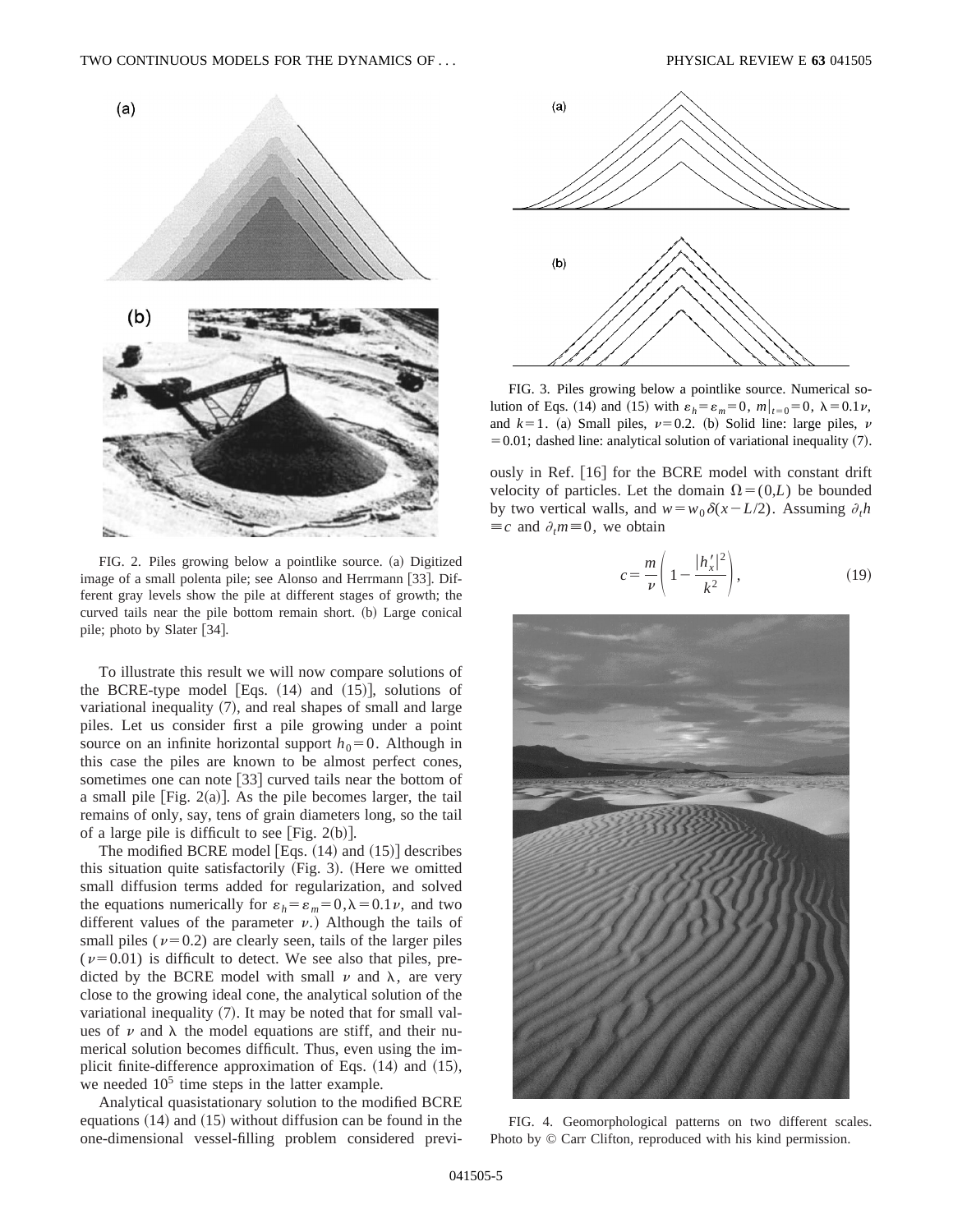FIG. 2. Piles growing below a pointlike source. (a) Digitized image of a small polenta pile; see Alonso and Herrmann [33]. Different gray levels show the pile at different stages of growth; the curved tails near the pile bottom remain short. (b) Large conical pile; photo by Slater [34].

To illustrate this result we will now compare solutions of the BCRE-type model [Eqs. (14) and (15)], solutions of variational inequality (7), and real shapes of small and large piles. Let us consider first a pile growing under a point source on an infinite horizontal support $h_0=0$. Although in this case the piles are known to be almost perfect cones, sometimes one can note [33] curved tails near the bottom of a small pile [Fig. 2(a)]. As the pile becomes larger, the tail remains of only, say, tens of grain diameters long, so the tail of a large pile is difficult to see [Fig. 2(b)].

The modified BCRE model [Eqs. (14) and (15)] describes this situation quite satisfactorily (Fig. 3). (Here we omitted small diffusion terms added for regularization, and solved the equations numerically for $\varepsilon_h=\varepsilon_m=0, \lambda=0.1\nu$, and two different values of the parameter $\nu$.) Although the tails of small piles ($\nu=0.2$) are clearly seen, tails of the larger piles ($\nu=0.01$) is difficult to detect. We see also that piles, predicted by the BCRE model with small $\nu$ and $\lambda$, are very close to the growing ideal cone, the analytical solution of the variational inequality (7). It may be noted that for small values of $\nu$ and $\lambda$ the model equations are stiff, and their numerical solution becomes difficult. Thus, even using the implicit finite-difference approximation of Eqs. (14) and (15), we needed $10^5$ time steps in the latter example.

Analytical quasistationary solution to the modified BCRE equations (14) and (15) without diffusion can be found in the one-dimensional vessel-filling problem considered previously in Ref. [16] for the BCRE model with constant drift velocity of particles. Let the domain $\Omega=(0,L)$ be bounded by two vertical walls, and $w=w_0\delta(x-L/2)$. Assuming $\partial_t h \equiv c$ and $\partial_t m \equiv 0$, we obtain

$$c=\frac{m}{\nu}\left(1-\frac{|h_x'|^2}{k^2}\right), \tag{19}$$

FIG. 3. Piles growing below a pointlike source. Numerical solution of Eqs. (14) and (15) with $\varepsilon_h=\varepsilon_m=0$, $m|_{t=0}=0$, $\lambda=0.1\nu$, and $k=1$. (a) Small piles, $\nu=0.2$. (b) Solid line: large piles, $\nu=0.01$; dashed line: analytical solution of variational inequality (7).

FIG. 4. Geomorphological patterns on two different scales. Photo by © Carr Clifton, reproduced with his kind permission.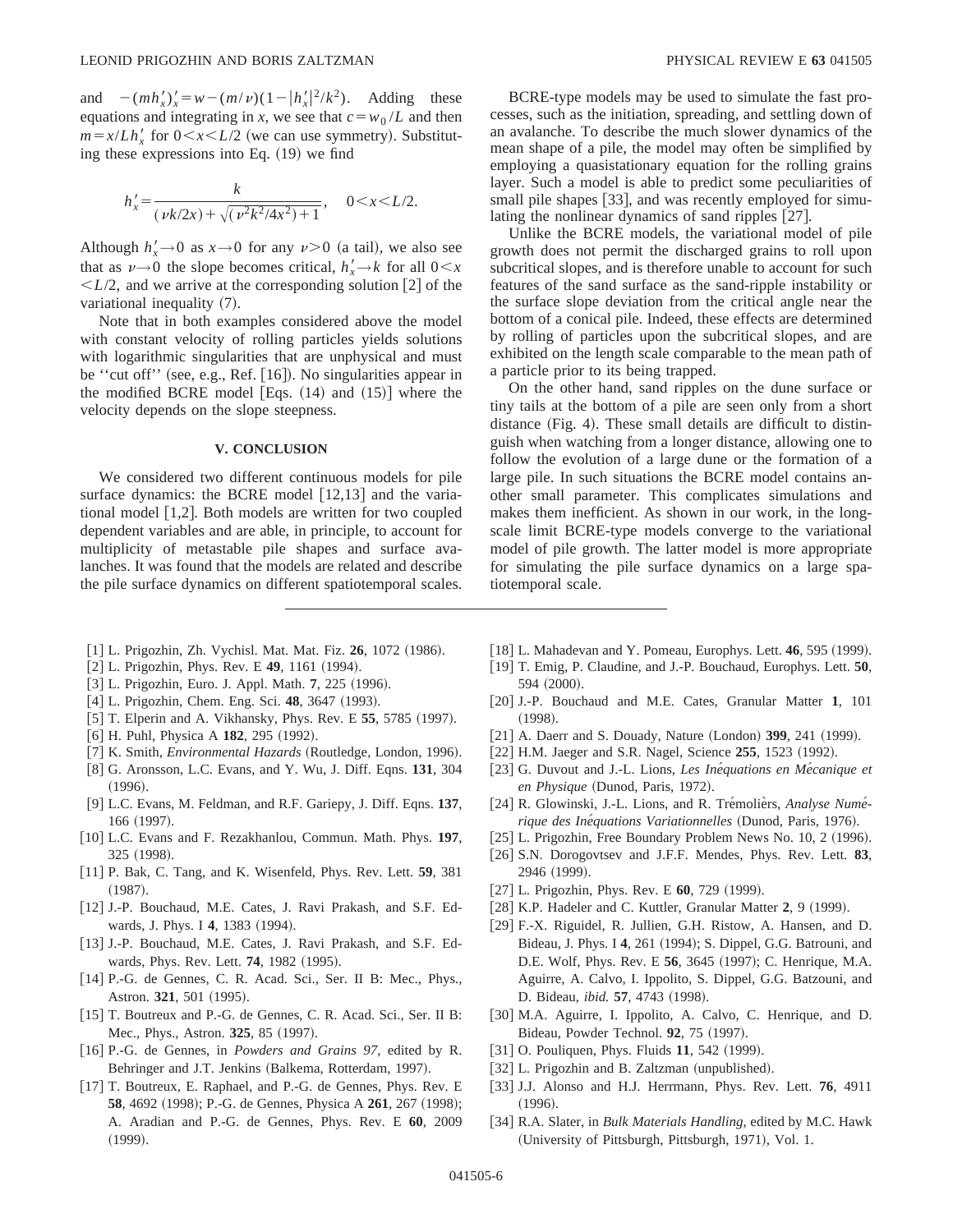and $-(mh'_x)'_x = w - (m/\nu)(1 - |h'_x|^2/k^2)$. Adding these equations and integrating in $x$, we see that $c = w_0/L$ and then $m = x/Lh'_x$ for $0 < x < L/2$ (we can use symmetry). Substituting these expressions into Eq. (19) we find

$$h'_x = \frac{k}{(\nu k/2x) + \sqrt{(\nu^2 k^2/4x^2) + 1}}, \quad 0 < x < L/2.$$

Although $h'_x \to 0$ as $x \to 0$ for any $\nu > 0$ (a tail), we also see that as $\nu \to 0$ the slope becomes critical, $h'_x \to k$ for all $0 < x < L/2$, and we arrive at the corresponding solution [2] of the variational inequality (7).

Note that in both examples considered above the model with constant velocity of rolling particles yields solutions with logarithmic singularities that are unphysical and must be "cut off" (see, e.g., Ref. [16]). No singularities appear in the modified BCRE model [Eqs. (14) and (15)] where the velocity depends on the slope steepness.

## V. CONCLUSION

We considered two different continuous models for pile surface dynamics: the BCRE model [12,13] and the variational model [1,2]. Both models are written for two coupled dependent variables and are able, in principle, to account for multiplicity of metastable pile shapes and surface avalanches. It was found that the models are related and describe the pile surface dynamics on different spatiotemporal scales.

BCRE-type models may be used to simulate the fast processes, such as the initiation, spreading, and settling down of an avalanche. To describe the much slower dynamics of the mean shape of a pile, the model may often be simplified by employing a quasistationary equation for the rolling grains layer. Such a model is able to predict some peculiarities of small pile shapes [33], and was recently employed for simulating the nonlinear dynamics of sand ripples [27].

Unlike the BCRE models, the variational model of pile growth does not permit the discharged grains to roll upon subcritical slopes, and is therefore unable to account for such features of the sand surface as the sand-ripple instability or the surface slope deviation from the critical angle near the bottom of a conical pile. Indeed, these effects are determined by rolling of particles upon the subcritical slopes, and are exhibited on the length scale comparable to the mean path of a particle prior to its being trapped.

On the other hand, sand ripples on the dune surface or tiny tails at the bottom of a pile are seen only from a short distance (Fig. 4). These small details are difficult to distinguish when watching from a longer distance, allowing one to follow the evolution of a large dune or the formation of a large pile. In such situations the BCRE model contains another small parameter. This complicates simulations and makes them inefficient. As shown in our work, in the long-scale limit BCRE-type models converge to the variational model of pile growth. The latter model is more appropriate for simulating the pile surface dynamics on a large spatiotemporal scale.

---

[1] L. Prigozhin, Zh. Vychisl. Mat. Mat. Fiz. **26**, 1072 (1986).
[2] L. Prigozhin, Phys. Rev. E **49**, 1161 (1994).
[3] L. Prigozhin, Euro. J. Appl. Math. **7**, 225 (1996).
[4] L. Prigozhin, Chem. Eng. Sci. **48**, 3647 (1993).
[5] T. Elperin and A. Vikhansky, Phys. Rev. E **55**, 5785 (1997).
[6] H. Puhl, Physica A **182**, 295 (1992).
[7] K. Smith, *Environmental Hazards* (Routledge, London, 1996).
[8] G. Aronsson, L.C. Evans, and Y. Wu, J. Diff. Eqns. **131**, 304 (1996).
[9] L.C. Evans, M. Feldman, and R.F. Gariepy, J. Diff. Eqns. **137**, 166 (1997).
[10] L.C. Evans and F. Rezakhanlou, Commun. Math. Phys. **197**, 325 (1998).
[11] P. Bak, C. Tang, and K. Wisenfeld, Phys. Rev. Lett. **59**, 381 (1987).
[12] J.-P. Bouchaud, M.E. Cates, J. Ravi Prakash, and S.F. Edwards, J. Phys. I **4**, 1383 (1994).
[13] J.-P. Bouchaud, M.E. Cates, J. Ravi Prakash, and S.F. Edwards, Phys. Rev. Lett. **74**, 1982 (1995).
[14] P.-G. de Gennes, C. R. Acad. Sci., Ser. II B: Mec., Phys., Astron. **321**, 501 (1995).
[15] T. Boutreux and P.-G. de Gennes, C. R. Acad. Sci., Ser. II B: Mec., Phys., Astron. **325**, 85 (1997).
[16] P.-G. de Gennes, in *Powders and Grains 97*, edited by R. Behringer and J.T. Jenkins (Balkema, Rotterdam, 1997).
[17] T. Boutreux, E. Raphael, and P.-G. de Gennes, Phys. Rev. E **58**, 4692 (1998); P.-G. de Gennes, Physica A **261**, 267 (1998); A. Aradian and P.-G. de Gennes, Phys. Rev. E **60**, 2009 (1999).
[18] L. Mahadevan and Y. Pomeau, Europhys. Lett. **46**, 595 (1999).
[19] T. Emig, P. Claudine, and J.-P. Bouchaud, Europhys. Lett. **50**, 594 (2000).
[20] J.-P. Bouchaud and M.E. Cates, Granular Matter **1**, 101 (1998).
[21] A. Daerr and S. Douady, Nature (London) **399**, 241 (1999).
[22] H.M. Jaeger and S.R. Nagel, Science **255**, 1523 (1992).
[23] G. Duvout and J.-L. Lions, *Les Inéquations en Mécanique et en Physique* (Dunod, Paris, 1972).
[24] R. Glowinski, J.-L. Lions, and R. Trémolièrs, *Analyse Numérique des Inéquations Variationnelles* (Dunod, Paris, 1976).
[25] L. Prigozhin, Free Boundary Problem News No. 10, 2 (1996).
[26] S.N. Dorogovtsev and J.F.F. Mendes, Phys. Rev. Lett. **83**, 2946 (1999).
[27] L. Prigozhin, Phys. Rev. E **60**, 729 (1999).
[28] K.P. Hadeler and C. Kuttler, Granular Matter **2**, 9 (1999).
[29] F.-X. Riguidel, R. Jullien, G.H. Ristow, A. Hansen, and D. Bideau, J. Phys. I **4**, 261 (1994); S. Dippel, G.G. Batrouni, and D.E. Wolf, Phys. Rev. E **56**, 3645 (1997); C. Henrique, M.A. Aguirre, A. Calvo, I. Ippolito, S. Dippel, G.G. Batzouni, and D. Bideau, *ibid.* **57**, 4743 (1998).
[30] M.A. Aguirre, I. Ippolito, A. Calvo, C. Henrique, and D. Bideau, Powder Technol. **92**, 75 (1997).
[31] O. Pouliquen, Phys. Fluids **11**, 542 (1999).
[32] L. Prigozhin and B. Zaltzman (unpublished).
[33] J.J. Alonso and H.J. Herrmann, Phys. Rev. Lett. **76**, 4911 (1996).
[34] R.A. Slater, in *Bulk Materials Handling*, edited by M.C. Hawk (University of Pittsburgh, Pittsburgh, 1971), Vol. 1.